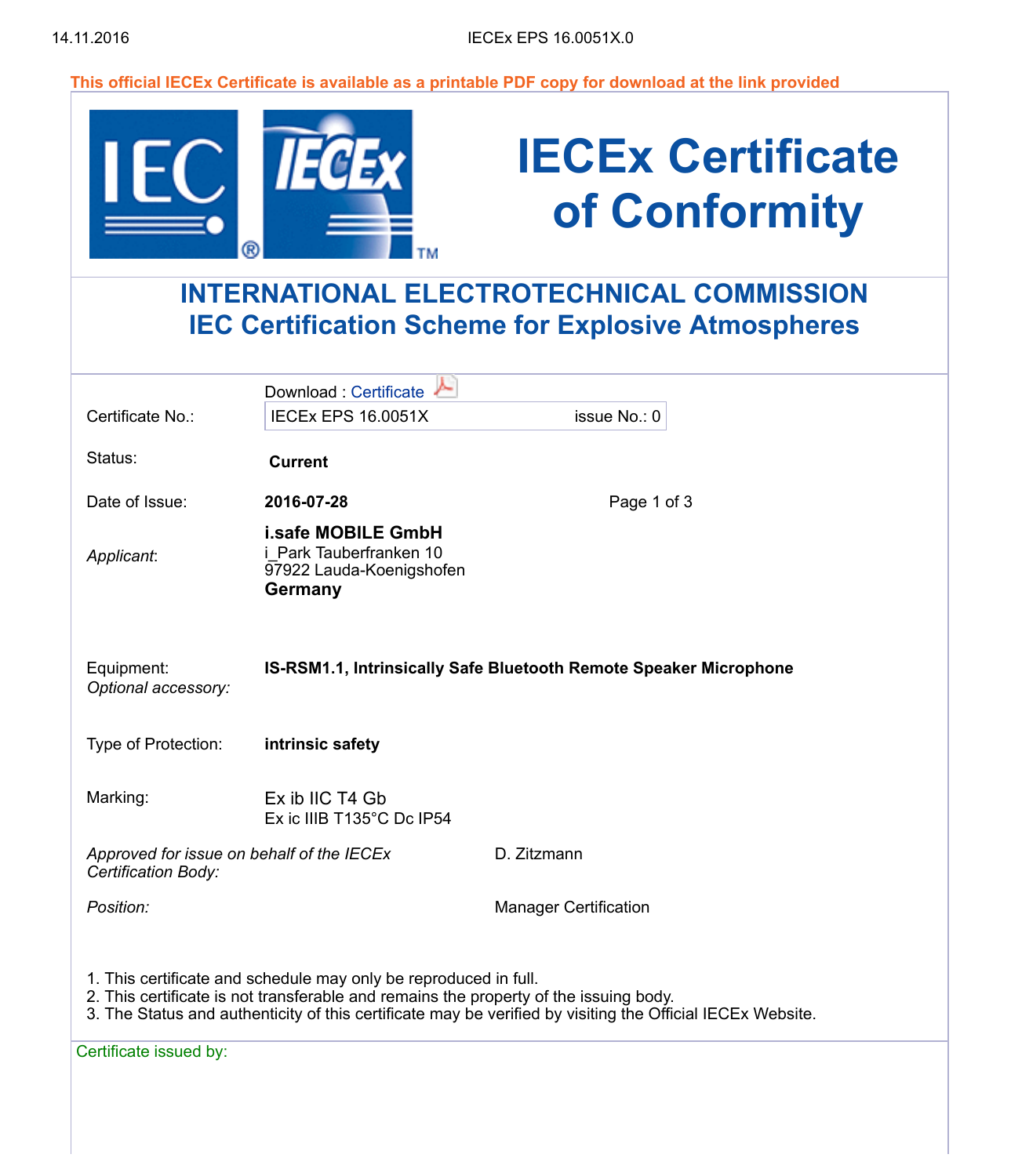This official IECEx Certificate is available as a printable PDF copy for download at the link provided

# IECEx Certificate of Conformity

## INTERNATIONAL ELECTROTECHNICAL COMMISSION
## IEC Certification Scheme for Explosive Atmospheres

Download : Certificate

| | |
|---|---|
| Certificate No.: | IECEx EPS 16.0051X issue No.: 0 |
| Status: | **Current** |
| Date of Issue: | **2016-07-28** Page 1 of 3 |
| *Applicant*: | **i.safe MOBILE GmbH**<br>i_Park Tauberfranken 10<br>97922 Lauda-Koenigshofen<br>**Germany** |
| Equipment:<br>*Optional accessory:* | **IS-RSM1.1, Intrinsically Safe Bluetooth Remote Speaker Microphone** |
| Type of Protection: | **intrinsic safety** |
| Marking: | Ex ib IIC T4 Gb<br>Ex ic IIIB T135°C Dc IP54 |
| *Approved for issue on behalf of the IECEx Certification Body:* | D. Zitzmann |
| *Position:* | Manager Certification |

1. This certificate and schedule may only be reproduced in full.
2. This certificate is not transferable and remains the property of the issuing body.
3. The Status and authenticity of this certificate may be verified by visiting the Official IECEx Website.

Certificate issued by: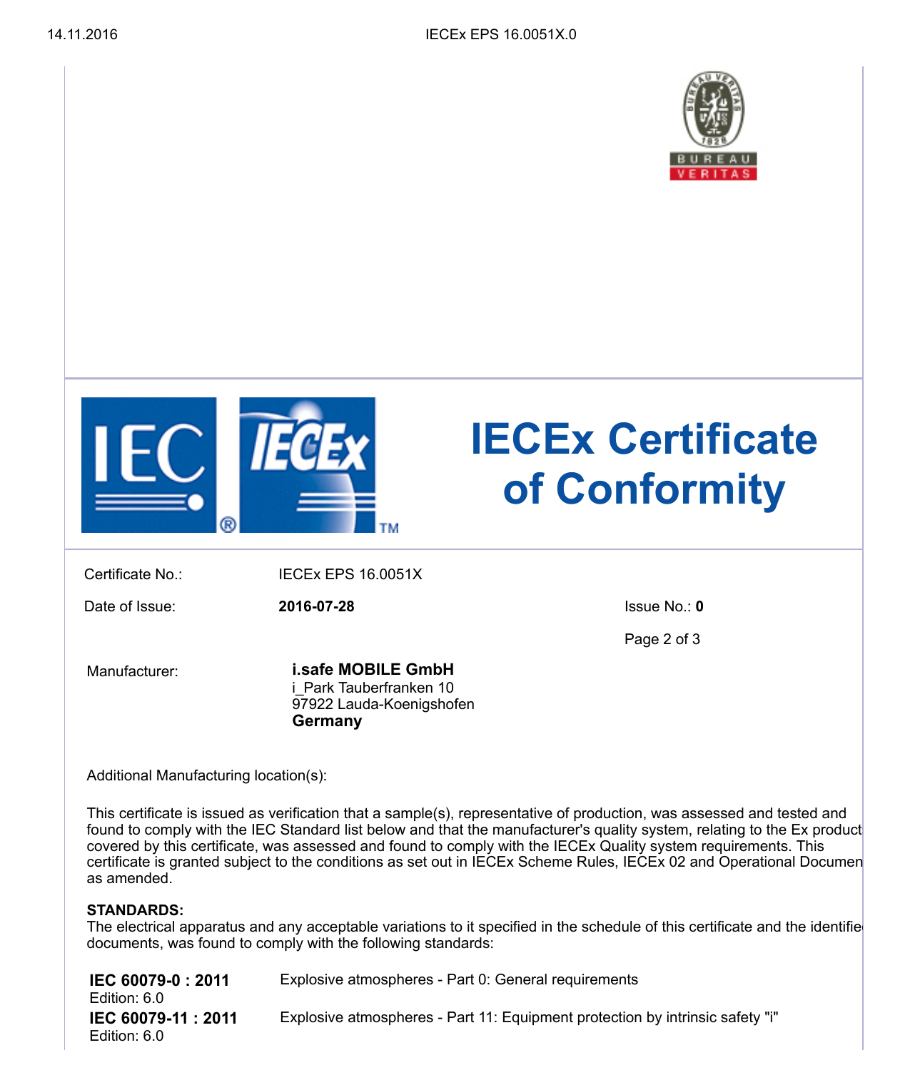# IECEx Certificate of Conformity

Certificate No.: IECEx EPS 16.0051X

Date of Issue: **2016-07-28**

Issue No.: **0**

Manufacturer: **i.safe MOBILE GmbH**
i_Park Tauberfranken 10
97922 Lauda-Koenigshofen
**Germany**

Additional Manufacturing location(s):

This certificate is issued as verification that a sample(s), representative of production, was assessed and tested and found to comply with the IEC Standard list below and that the manufacturer's quality system, relating to the Ex product covered by this certificate, was assessed and found to comply with the IECEx Quality system requirements. This certificate is granted subject to the conditions as set out in IECEx Scheme Rules, IECEx 02 and Operational Documen as amended.

**STANDARDS:**
The electrical apparatus and any acceptable variations to it specified in the schedule of this certificate and the identifie documents, was found to comply with the following standards:

| | |
|---|---|
| **IEC 60079-0 : 2011** Edition: 6.0 | Explosive atmospheres - Part 0: General requirements |
| **IEC 60079-11 : 2011** Edition: 6.0 | Explosive atmospheres - Part 11: Equipment protection by intrinsic safety "i" |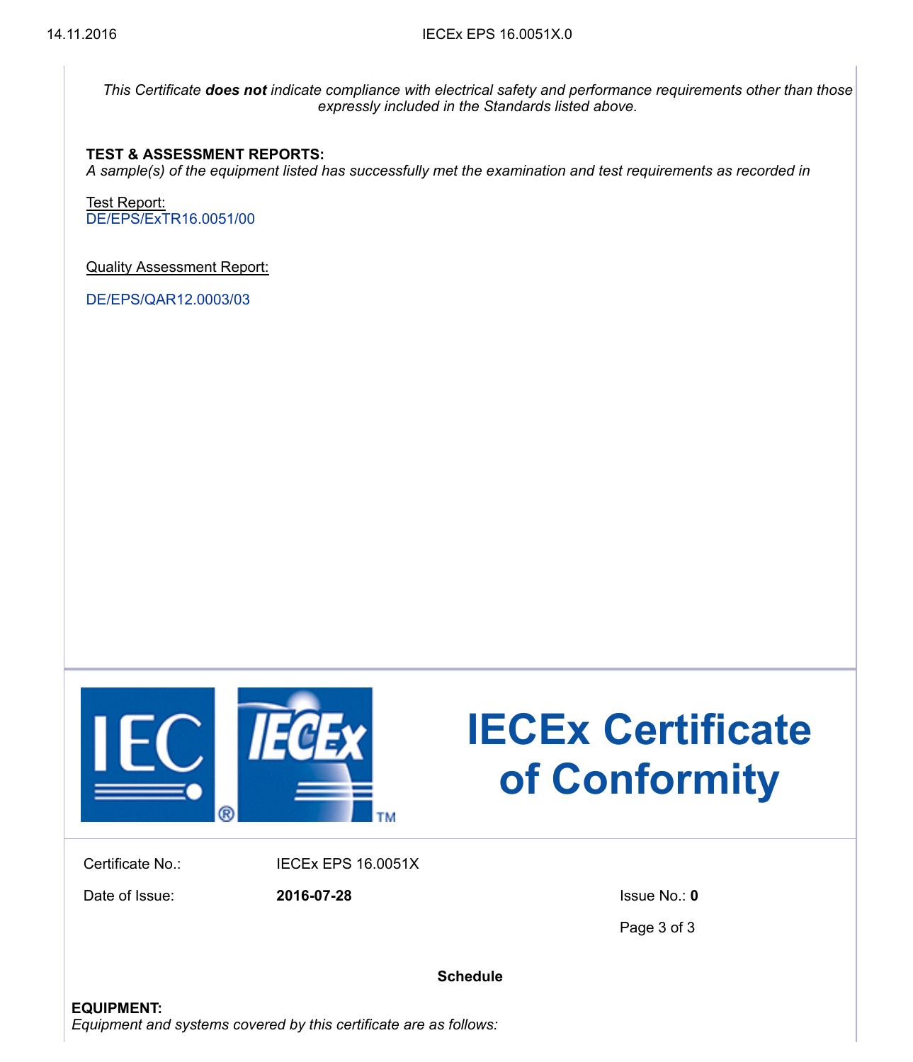*This Certificate **does not** indicate compliance with electrical safety and performance requirements other than those expressly included in the Standards listed above.*

**TEST & ASSESSMENT REPORTS:**
*A sample(s) of the equipment listed has successfully met the examination and test requirements as recorded in*

Test Report:
DE/EPS/ExTR16.0051/00

Quality Assessment Report:

DE/EPS/QAR12.0003/03

# IECEx Certificate of Conformity

Certificate No.: IECEx EPS 16.0051X

Date of Issue: **2016-07-28**

Issue No.: **0**

**Schedule**

**EQUIPMENT:**
*Equipment and systems covered by this certificate are as follows:*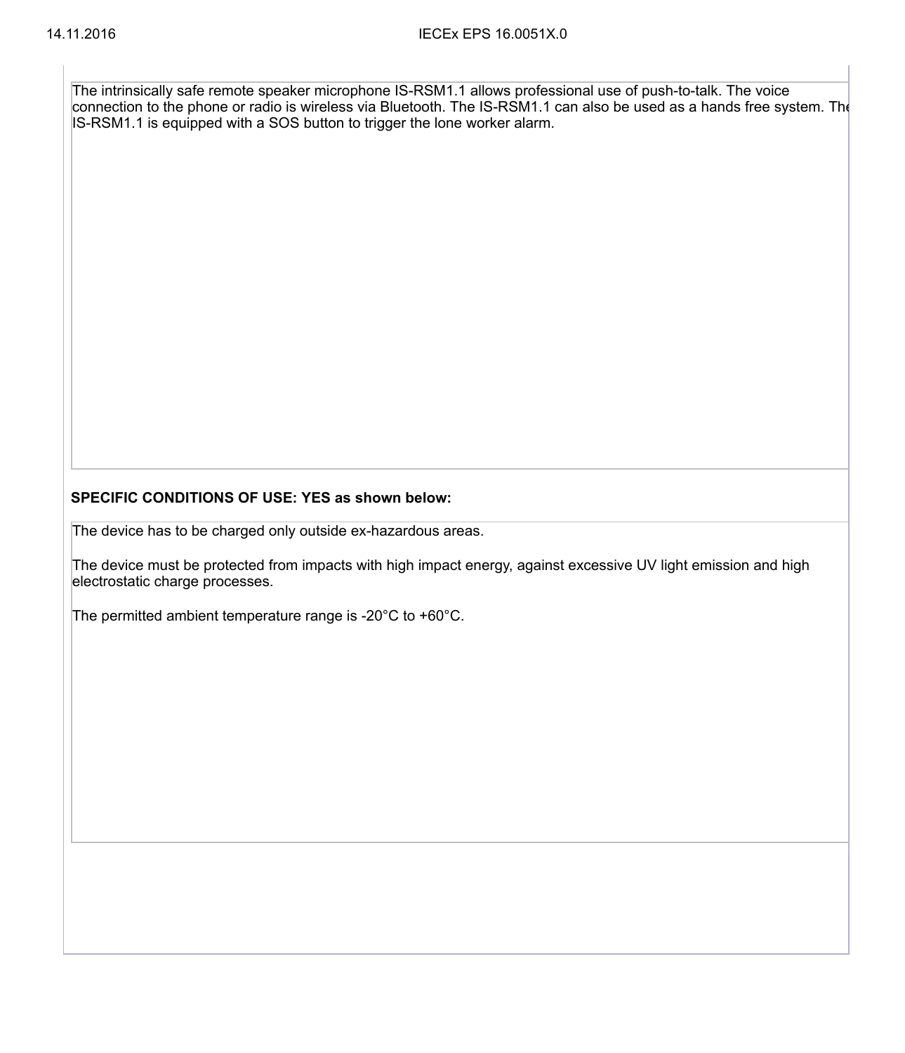The intrinsically safe remote speaker microphone IS-RSM1.1 allows professional use of push-to-talk. The voice connection to the phone or radio is wireless via Bluetooth. The IS-RSM1.1 can also be used as a hands free system. The IS-RSM1.1 is equipped with a SOS button to trigger the lone worker alarm.

**SPECIFIC CONDITIONS OF USE: YES as shown below:**

The device has to be charged only outside ex-hazardous areas.

The device must be protected from impacts with high impact energy, against excessive UV light emission and high electrostatic charge processes.

The permitted ambient temperature range is -20°C to +60°C.